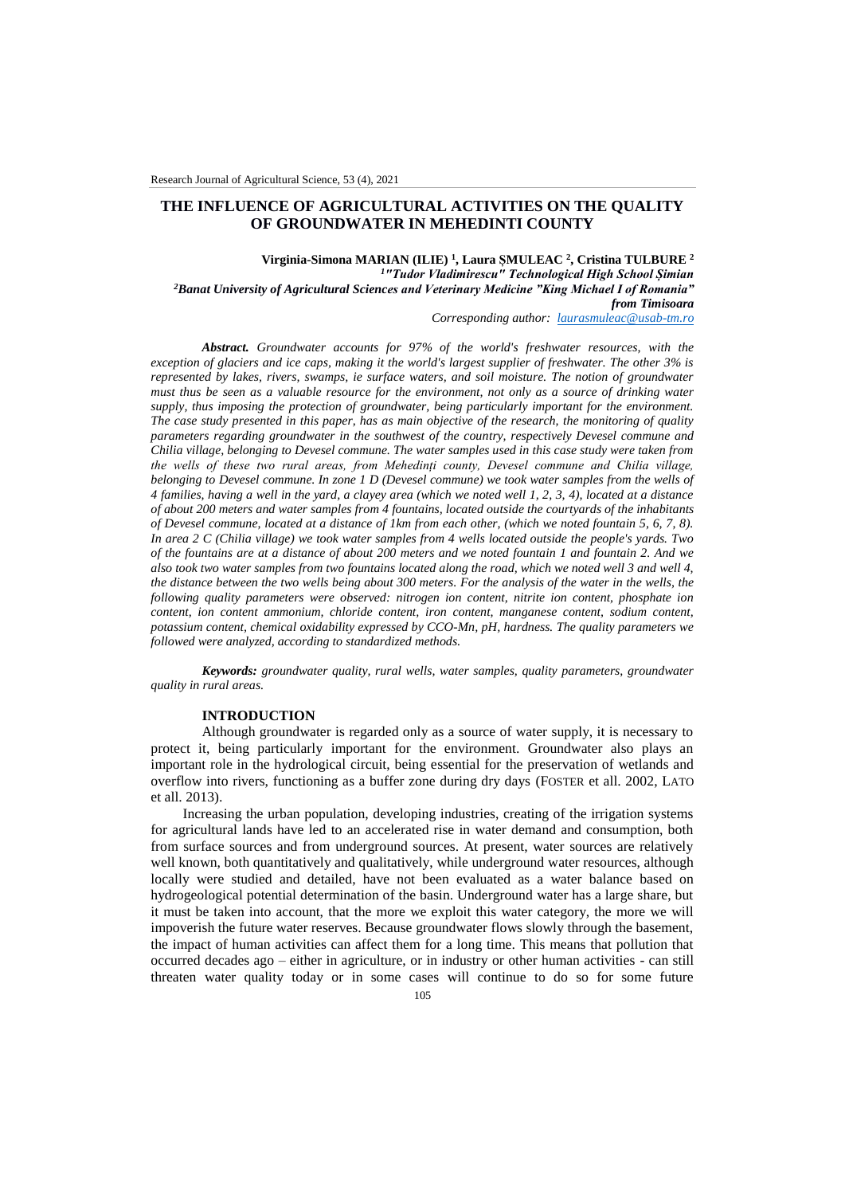# THE INFLUENCE OF AGRICULTURAL ACTIVITIES ON THE QUALITY OF GROUNDWATER IN MEHEDINTI COUNTY

**Virginia-Simona MARIAN (ILIE) [1], Laura ȘMULEAC [2], Cristina TULBURE [2]**

*[1]"Tudor Vladimirescu" Technological High School Șimian*

*[2]Banat University of Agricultural Sciences and Veterinary Medicine "King Michael I of Romania" from Timisoara*

*Corresponding author: laurasmuleac@usab-tm.ro*

***Abstract.*** *Groundwater accounts for 97% of the world's freshwater resources, with the exception of glaciers and ice caps, making it the world's largest supplier of freshwater. The other 3% is represented by lakes, rivers, swamps, ie surface waters, and soil moisture. The notion of groundwater must thus be seen as a valuable resource for the environment, not only as a source of drinking water supply, thus imposing the protection of groundwater, being particularly important for the environment. The case study presented in this paper, has as main objective of the research, the monitoring of quality parameters regarding groundwater in the southwest of the country, respectively Devesel commune and Chilia village, belonging to Devesel commune. The water samples used in this case study were taken from the wells of these two rural areas, from Mehedinți county, Devesel commune and Chilia village, belonging to Devesel commune. In zone 1 D (Devesel commune) we took water samples from the wells of 4 families, having a well in the yard, a clayey area (which we noted well 1, 2, 3, 4), located at a distance of about 200 meters and water samples from 4 fountains, located outside the courtyards of the inhabitants of Devesel commune, located at a distance of 1km from each other, (which we noted fountain 5, 6, 7, 8). In area 2 C (Chilia village) we took water samples from 4 wells located outside the people's yards. Two of the fountains are at a distance of about 200 meters and we noted fountain 1 and fountain 2. And we also took two water samples from two fountains located along the road, which we noted well 3 and well 4, the distance between the two wells being about 300 meters. For the analysis of the water in the wells, the following quality parameters were observed: nitrogen ion content, nitrite ion content, phosphate ion content, ion content ammonium, chloride content, iron content, manganese content, sodium content, potassium content, chemical oxidability expressed by CCO-Mn, pH, hardness. The quality parameters we followed were analyzed, according to standardized methods.*

***Keywords:*** *groundwater quality, rural wells, water samples, quality parameters, groundwater quality in rural areas.*

## INTRODUCTION

Although groundwater is regarded only as a source of water supply, it is necessary to protect it, being particularly important for the environment. Groundwater also plays an important role in the hydrological circuit, being essential for the preservation of wetlands and overflow into rivers, functioning as a buffer zone during dry days (FOSTER et all. 2002, LATO et all. 2013).

Increasing the urban population, developing industries, creating of the irrigation systems for agricultural lands have led to an accelerated rise in water demand and consumption, both from surface sources and from underground sources. At present, water sources are relatively well known, both quantitatively and qualitatively, while underground water resources, although locally were studied and detailed, have not been evaluated as a water balance based on hydrogeological potential determination of the basin. Underground water has a large share, but it must be taken into account, that the more we exploit this water category, the more we will impoverish the future water reserves. Because groundwater flows slowly through the basement, the impact of human activities can affect them for a long time. This means that pollution that occurred decades ago – either in agriculture, or in industry or other human activities - can still threaten water quality today or in some cases will continue to do so for some future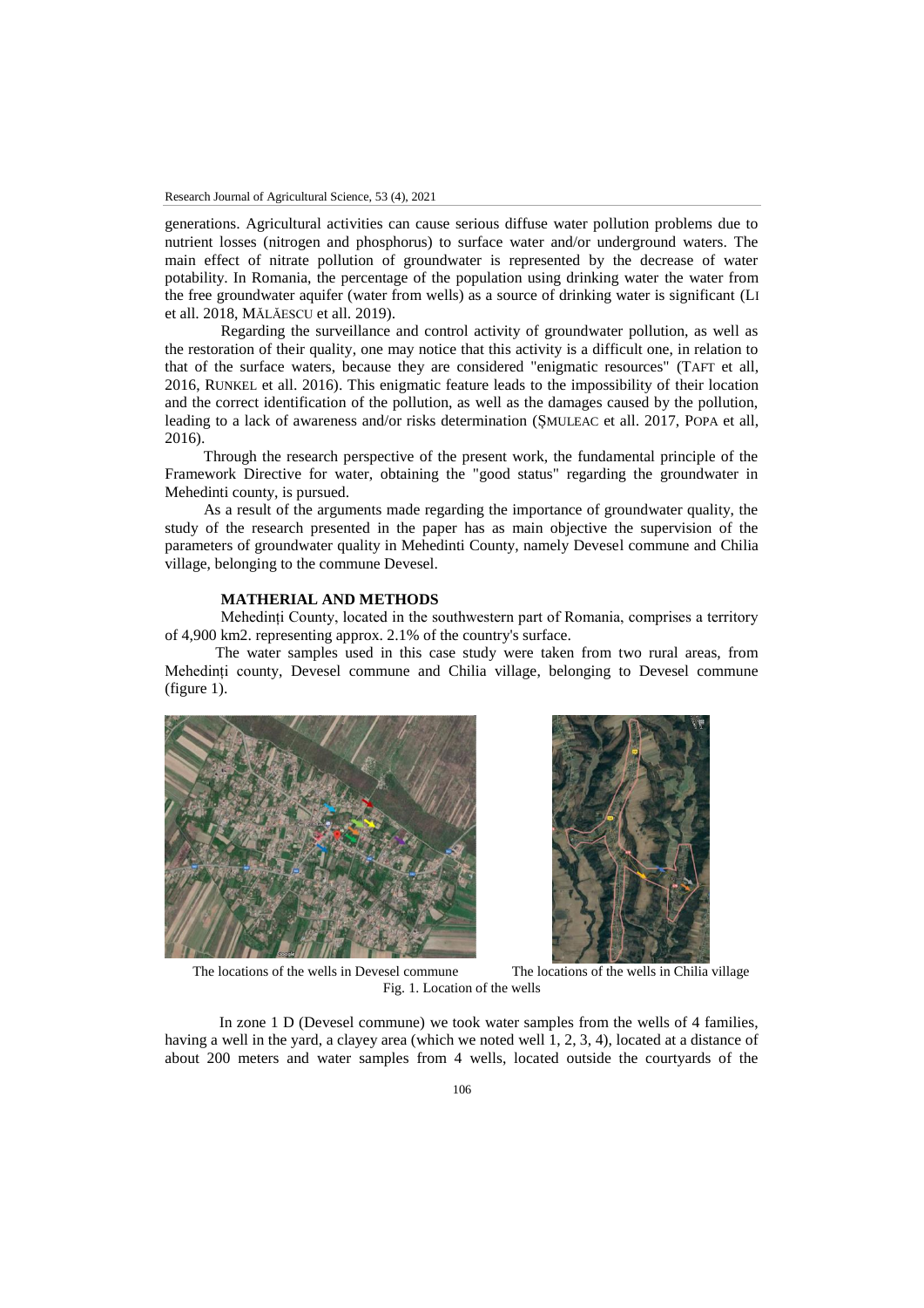generations. Agricultural activities can cause serious diffuse water pollution problems due to nutrient losses (nitrogen and phosphorus) to surface water and/or underground waters. The main effect of nitrate pollution of groundwater is represented by the decrease of water potability. In Romania, the percentage of the population using drinking water the water from the free groundwater aquifer (water from wells) as a source of drinking water is significant (LI et all. 2018, MĂLĂESCU et all. 2019).

Regarding the surveillance and control activity of groundwater pollution, as well as the restoration of their quality, one may notice that this activity is a difficult one, in relation to that of the surface waters, because they are considered "enigmatic resources" (TAFT et all, 2016, RUNKEL et all. 2016). This enigmatic feature leads to the impossibility of their location and the correct identification of the pollution, as well as the damages caused by the pollution, leading to a lack of awareness and/or risks determination (ȘMULEAC et all. 2017, POPA et all, 2016).

Through the research perspective of the present work, the fundamental principle of the Framework Directive for water, obtaining the "good status" regarding the groundwater in Mehedinti county, is pursued.

As a result of the arguments made regarding the importance of groundwater quality, the study of the research presented in the paper has as main objective the supervision of the parameters of groundwater quality in Mehedinti County, namely Devesel commune and Chilia village, belonging to the commune Devesel.

## MATHERIAL AND METHODS

Mehedinți County, located in the southwestern part of Romania, comprises a territory of 4,900 km2. representing approx. 2.1% of the country's surface.

The water samples used in this case study were taken from two rural areas, from Mehedinți county, Devesel commune and Chilia village, belonging to Devesel commune (figure 1).

The locations of the wells in Devesel commune

The locations of the wells in Chilia village

Fig. 1. Location of the wells

In zone 1 D (Devesel commune) we took water samples from the wells of 4 families, having a well in the yard, a clayey area (which we noted well 1, 2, 3, 4), located at a distance of about 200 meters and water samples from 4 wells, located outside the courtyards of the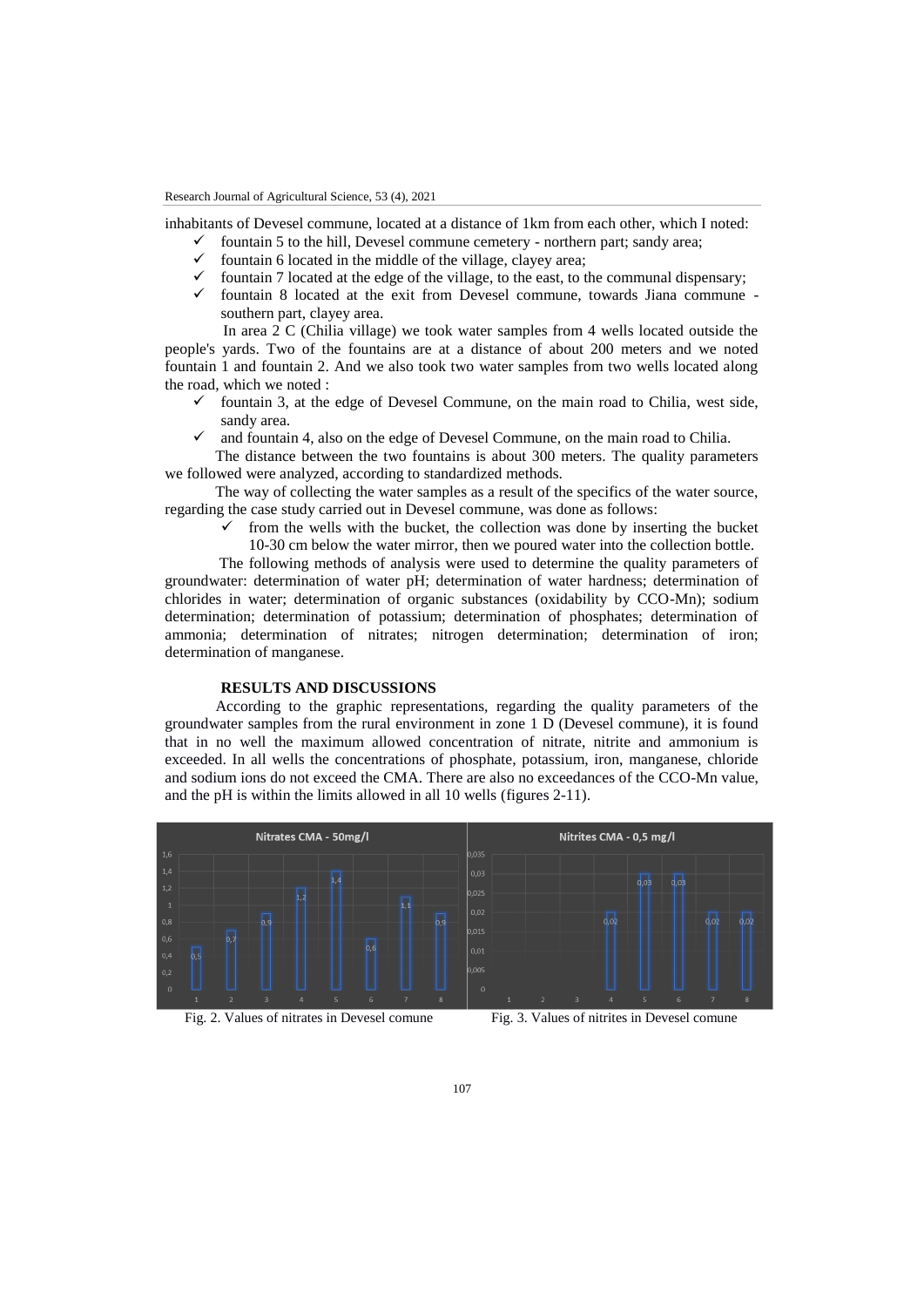inhabitants of Devesel commune, located at a distance of 1km from each other, which I noted:

- fountain 5 to the hill, Devesel commune cemetery - northern part; sandy area;
- fountain 6 located in the middle of the village, clayey area;
- fountain 7 located at the edge of the village, to the east, to the communal dispensary;
- fountain 8 located at the exit from Devesel commune, towards Jiana commune - southern part, clayey area.

In area 2 C (Chilia village) we took water samples from 4 wells located outside the people's yards. Two of the fountains are at a distance of about 200 meters and we noted fountain 1 and fountain 2. And we also took two water samples from two wells located along the road, which we noted :

- fountain 3, at the edge of Devesel Commune, on the main road to Chilia, west side, sandy area.
- and fountain 4, also on the edge of Devesel Commune, on the main road to Chilia.

The distance between the two fountains is about 300 meters. The quality parameters we followed were analyzed, according to standardized methods.

The way of collecting the water samples as a result of the specifics of the water source, regarding the case study carried out in Devesel commune, was done as follows:

- from the wells with the bucket, the collection was done by inserting the bucket 10-30 cm below the water mirror, then we poured water into the collection bottle.

The following methods of analysis were used to determine the quality parameters of groundwater: determination of water pH; determination of water hardness; determination of chlorides in water; determination of organic substances (oxidability by CCO-Mn); sodium determination; determination of potassium; determination of phosphates; determination of ammonia; determination of nitrates; nitrogen determination; determination of iron; determination of manganese.

## RESULTS AND DISCUSSIONS

According to the graphic representations, regarding the quality parameters of the groundwater samples from the rural environment in zone 1 D (Devesel commune), it is found that in no well the maximum allowed concentration of nitrate, nitrite and ammonium is exceeded. In all wells the concentrations of phosphate, potassium, iron, manganese, chloride and sodium ions do not exceed the CMA. There are also no exceedances of the CCO-Mn value, and the pH is within the limits allowed in all 10 wells (figures 2-11).

Fig. 2. Values of nitrates in Devesel comune

Fig. 3. Values of nitrites in Devesel comune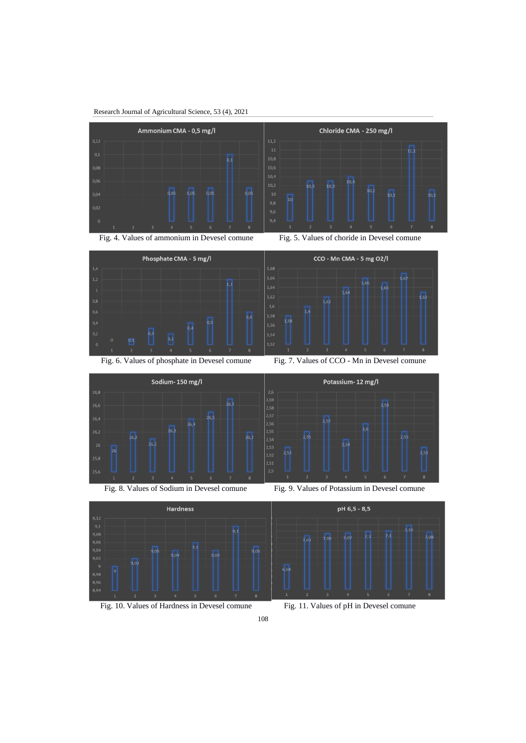Fig. 4. Values of ammonium in Devesel comune

Fig. 5. Values of choride in Devesel comune

Fig. 6. Values of phosphate in Devesel comune

Fig. 7. Values of CCO - Mn in Devesel comune

Fig. 8. Values of Sodium in Devesel comune

Fig. 9. Values of Potassium in Devesel comune

Fig. 10. Values of Hardness in Devesel comune

Fig. 11. Values of pH in Devesel comune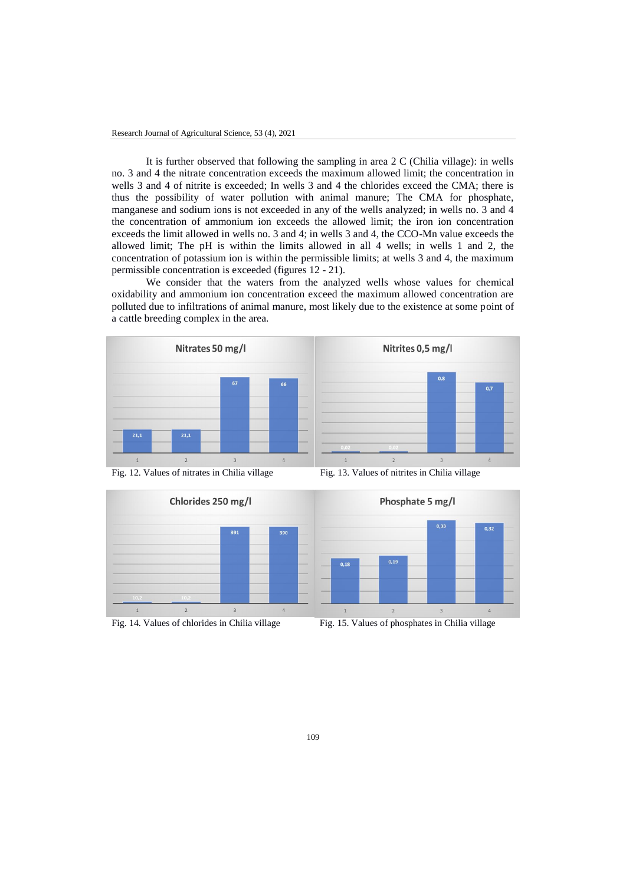It is further observed that following the sampling in area 2 C (Chilia village): in wells no. 3 and 4 the nitrate concentration exceeds the maximum allowed limit; the concentration in wells 3 and 4 of nitrite is exceeded; In wells 3 and 4 the chlorides exceed the CMA; there is thus the possibility of water pollution with animal manure; The CMA for phosphate, manganese and sodium ions is not exceeded in any of the wells analyzed; in wells no. 3 and 4 the concentration of ammonium ion exceeds the allowed limit; the iron ion concentration exceeds the limit allowed in wells no. 3 and 4; in wells 3 and 4, the CCO-Mn value exceeds the allowed limit; The pH is within the limits allowed in all 4 wells; in wells 1 and 2, the concentration of potassium ion is within the permissible limits; at wells 3 and 4, the maximum permissible concentration is exceeded (figures 12 - 21).

We consider that the waters from the analyzed wells whose values for chemical oxidability and ammonium ion concentration exceed the maximum allowed concentration are polluted due to infiltrations of animal manure, most likely due to the existence at some point of a cattle breeding complex in the area.

**Nitrates 50 mg/l**

| Well | 1 | 2 | 3 | 4 |
|---|---|---|---|---|
| Value | 21,1 | 21,1 | 67 | 66 |

Fig. 12. Values of nitrates in Chilia village

**Nitrites 0,5 mg/l**

| Well | 1 | 2 | 3 | 4 |
|---|---|---|---|---|
| Value | 0,02 | 0,02 | 0,8 | 0,7 |

Fig. 13. Values of nitrites in Chilia village

**Chlorides 250 mg/l**

| Well | 1 | 2 | 3 | 4 |
|---|---|---|---|---|
| Value | 10,2 | 10,2 | 391 | 390 |

Fig. 14. Values of chlorides in Chilia village

**Phosphate 5 mg/l**

| Well | 1 | 2 | 3 | 4 |
|---|---|---|---|---|
| Value | 0,18 | 0,19 | 0,33 | 0,32 |

Fig. 15. Values of phosphates in Chilia village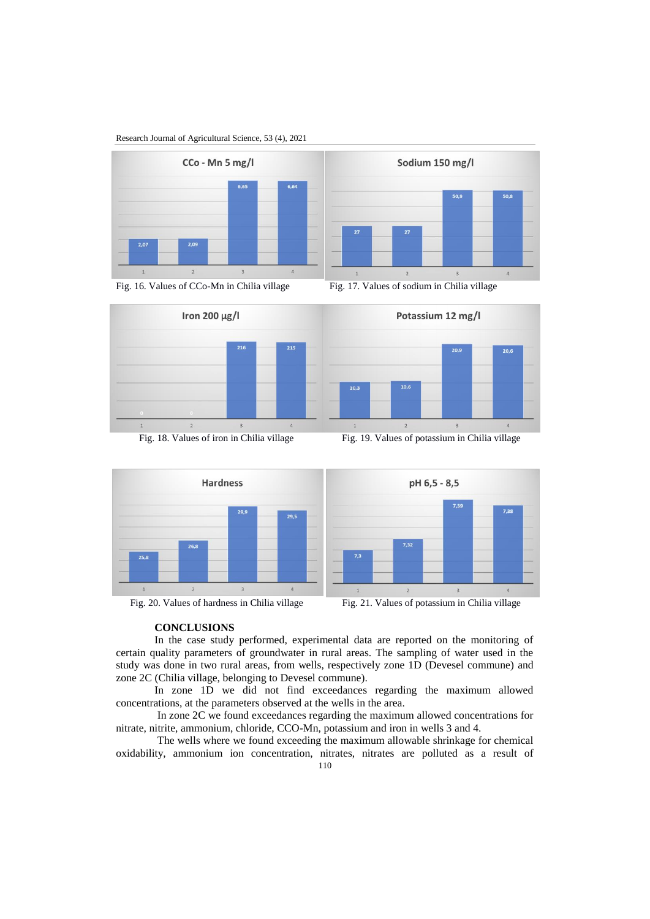Fig. 16. Values of CCo-Mn in Chilia village

Fig. 17. Values of sodium in Chilia village

Fig. 18. Values of iron in Chilia village

Fig. 19. Values of potassium in Chilia village

Fig. 20. Values of hardness in Chilia village

Fig. 21. Values of potassium in Chilia village

**CONCLUSIONS**

In the case study performed, experimental data are reported on the monitoring of certain quality parameters of groundwater in rural areas. The sampling of water used in the study was done in two rural areas, from wells, respectively zone 1D (Devesel commune) and zone 2C (Chilia village, belonging to Devesel commune).

In zone 1D we did not find exceedances regarding the maximum allowed concentrations, at the parameters observed at the wells in the area.

In zone 2C we found exceedances regarding the maximum allowed concentrations for nitrate, nitrite, ammonium, chloride, CCO-Mn, potassium and iron in wells 3 and 4.

The wells where we found exceeding the maximum allowable shrinkage for chemical oxidability, ammonium ion concentration, nitrates, nitrates are polluted as a result of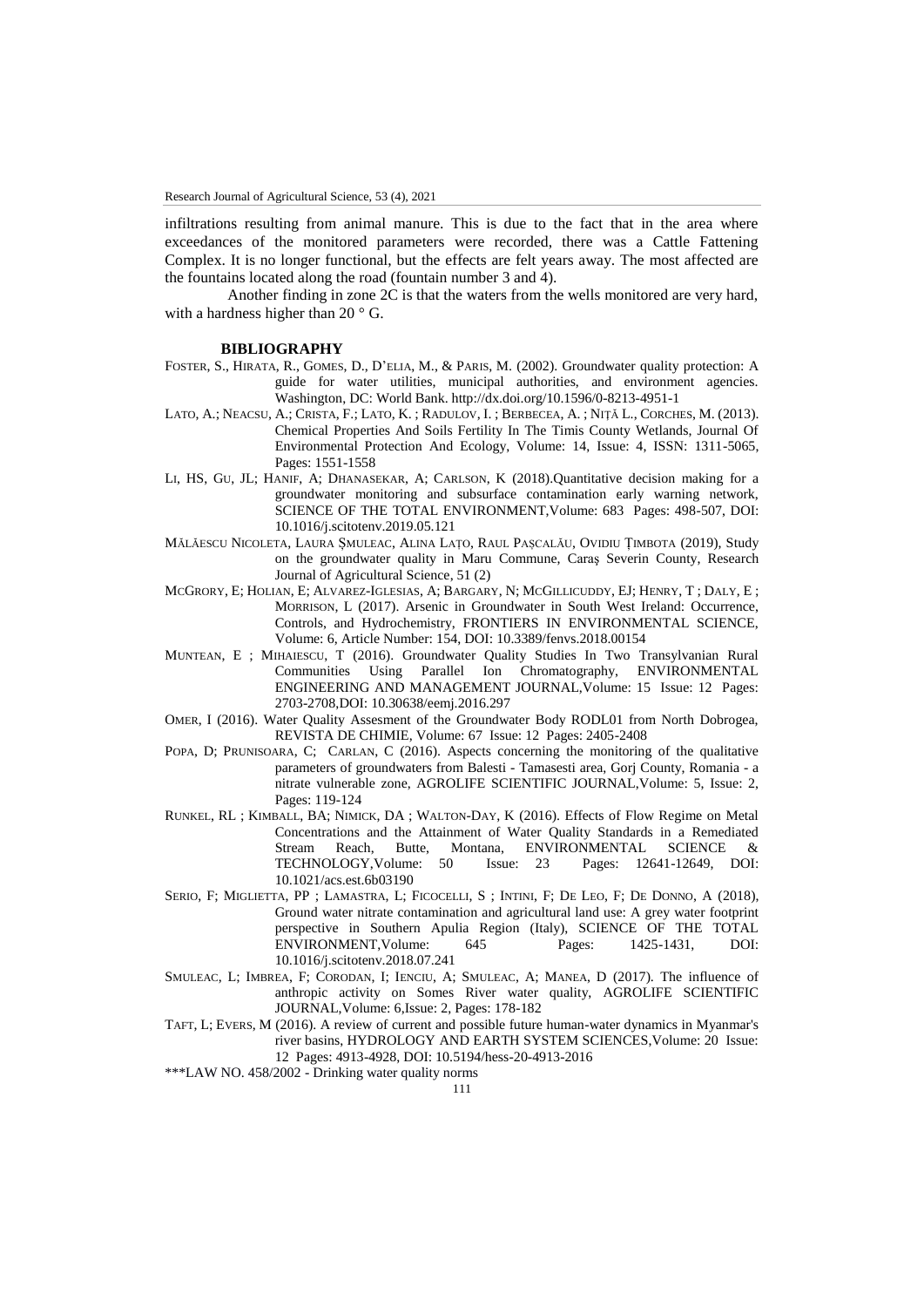infiltrations resulting from animal manure. This is due to the fact that in the area where exceedances of the monitored parameters were recorded, there was a Cattle Fattening Complex. It is no longer functional, but the effects are felt years away. The most affected are the fountains located along the road (fountain number 3 and 4).

Another finding in zone 2C is that the waters from the wells monitored are very hard, with a hardness higher than 20 ° G.

## BIBLIOGRAPHY

FOSTER, S., HIRATA, R., GOMES, D., D'ELIA, M., & PARIS, M. (2002). Groundwater quality protection: A guide for water utilities, municipal authorities, and environment agencies. Washington, DC: World Bank. http://dx.doi.org/10.1596/0-8213-4951-1

LATO, A.; NEACSU, A.; CRISTA, F.; LATO, K. ; RADULOV, I. ; BERBECEA, A. ; NIȚĂ L., CORCHES, M. (2013). Chemical Properties And Soils Fertility In The Timis County Wetlands, Journal Of Environmental Protection And Ecology, Volume: 14, Issue: 4, ISSN: 1311-5065, Pages: 1551-1558

LI, HS, GU, JL; HANIF, A; DHANASEKAR, A; CARLSON, K (2018).Quantitative decision making for a groundwater monitoring and subsurface contamination early warning network, SCIENCE OF THE TOTAL ENVIRONMENT,Volume: 683 Pages: 498-507, DOI: 10.1016/j.scitotenv.2019.05.121

MĂLĂESCU NICOLETA, LAURA ȘMULEAC, ALINA LAȚO, RAUL PAȘCALĂU, OVIDIU ȚIMBOTA (2019), Study on the groundwater quality in Maru Commune, Caraș Severin County, Research Journal of Agricultural Science, 51 (2)

MCGRORY, E; HOLIAN, E; ALVAREZ-IGLESIAS, A; BARGARY, N; MCGILLICUDDY, EJ; HENRY, T ; DALY, E ; MORRISON, L (2017). Arsenic in Groundwater in South West Ireland: Occurrence, Controls, and Hydrochemistry, FRONTIERS IN ENVIRONMENTAL SCIENCE, Volume: 6, Article Number: 154, DOI: 10.3389/fenvs.2018.00154

MUNTEAN, E ; MIHAIESCU, T (2016). Groundwater Quality Studies In Two Transylvanian Rural Communities Using Parallel Ion Chromatography, ENVIRONMENTAL ENGINEERING AND MANAGEMENT JOURNAL,Volume: 15 Issue: 12 Pages: 2703-2708,DOI: 10.30638/eemj.2016.297

OMER, I (2016). Water Quality Assesment of the Groundwater Body RODL01 from North Dobrogea, REVISTA DE CHIMIE, Volume: 67 Issue: 12 Pages: 2405-2408

POPA, D; PRUNISOARA, C; CARLAN, C (2016). Aspects concerning the monitoring of the qualitative parameters of groundwaters from Balesti - Tamasesti area, Gorj County, Romania - a nitrate vulnerable zone, AGROLIFE SCIENTIFIC JOURNAL,Volume: 5, Issue: 2, Pages: 119-124

RUNKEL, RL ; KIMBALL, BA; NIMICK, DA ; WALTON-DAY, K (2016). Effects of Flow Regime on Metal Concentrations and the Attainment of Water Quality Standards in a Remediated Stream Reach, Butte, Montana, ENVIRONMENTAL SCIENCE & TECHNOLOGY,Volume: 50 Issue: 23 Pages: 12641-12649, DOI: 10.1021/acs.est.6b03190

SERIO, F; MIGLIETTA, PP ; LAMASTRA, L; FICOCELLI, S ; INTINI, F; DE LEO, F; DE DONNO, A (2018), Ground water nitrate contamination and agricultural land use: A grey water footprint perspective in Southern Apulia Region (Italy), SCIENCE OF THE TOTAL ENVIRONMENT,Volume: 645 Pages: 1425-1431, DOI: 10.1016/j.scitotenv.2018.07.241

SMULEAC, L; IMBREA, F; CORODAN, I; IENCIU, A; SMULEAC, A; MANEA, D (2017). The influence of anthropic activity on Somes River water quality, AGROLIFE SCIENTIFIC JOURNAL,Volume: 6,Issue: 2, Pages: 178-182

TAFT, L; EVERS, M (2016). A review of current and possible future human-water dynamics in Myanmar's river basins, HYDROLOGY AND EARTH SYSTEM SCIENCES,Volume: 20 Issue: 12 Pages: 4913-4928, DOI: 10.5194/hess-20-4913-2016

***LAW NO. 458/2002 - Drinking water quality norms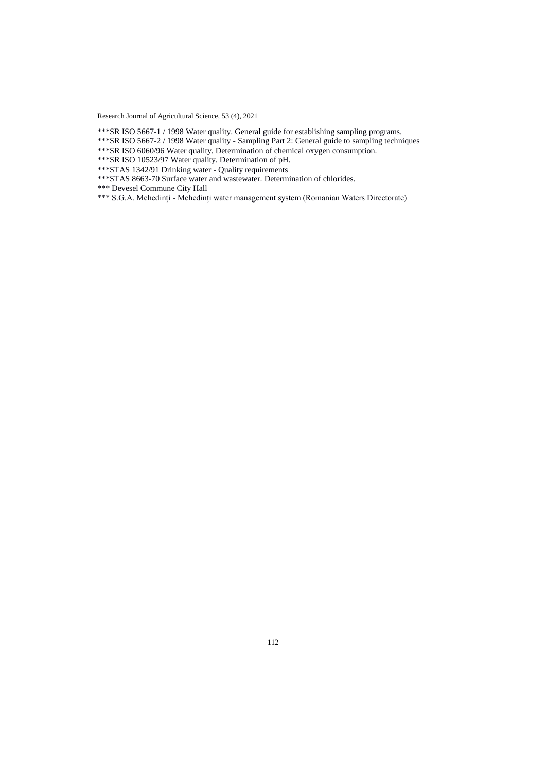***SR ISO 5667-1 / 1998 Water quality. General guide for establishing sampling programs.

***SR ISO 5667-2 / 1998 Water quality - Sampling Part 2: General guide to sampling techniques

***SR ISO 6060/96 Water quality. Determination of chemical oxygen consumption.

***SR ISO 10523/97 Water quality. Determination of pH.

***STAS 1342/91 Drinking water - Quality requirements

***STAS 8663-70 Surface water and wastewater. Determination of chlorides.

*** Devesel Commune City Hall

*** S.G.A. Mehedinți - Mehedinți water management system (Romanian Waters Directorate)